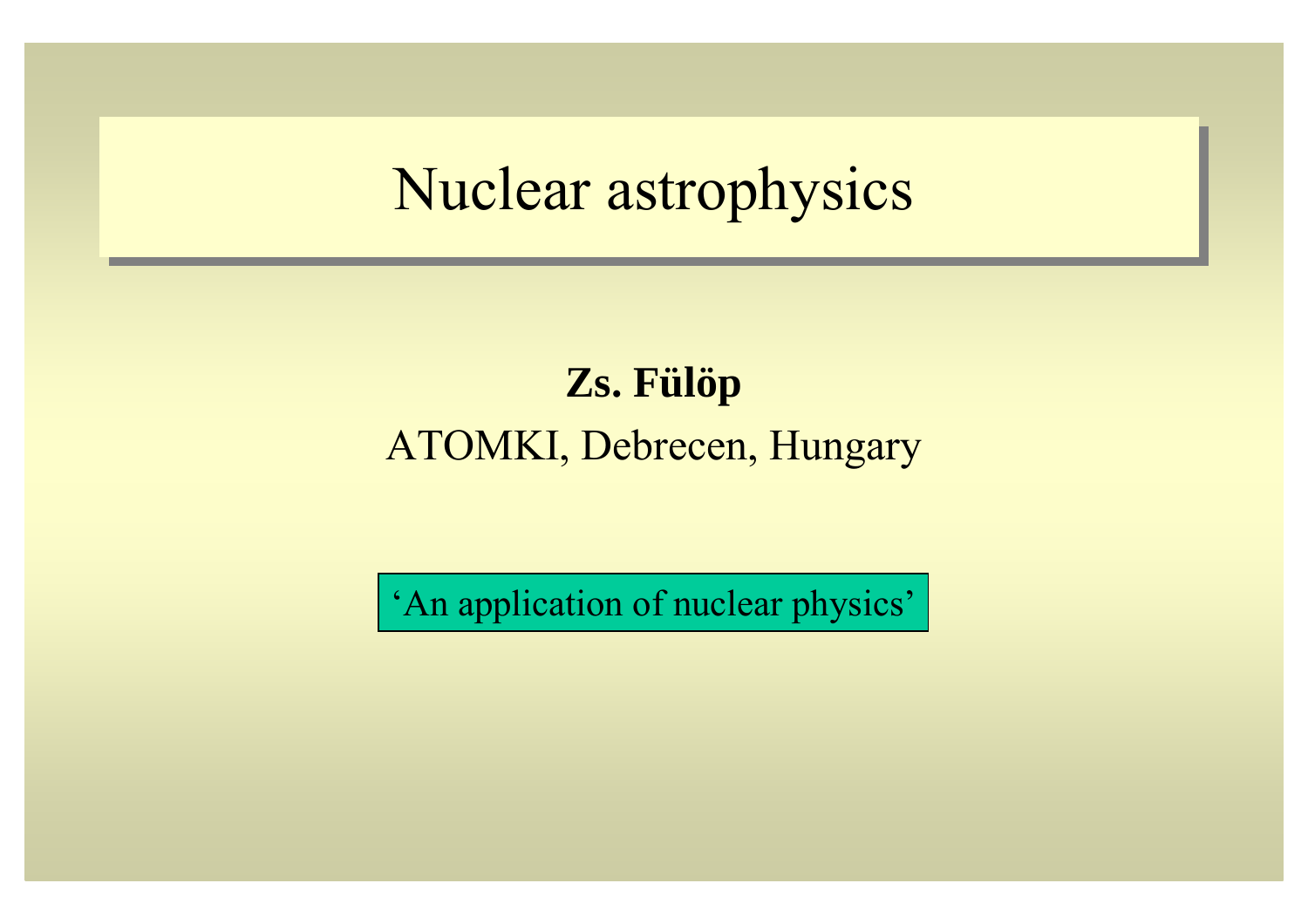# Nuclear astrophysics

**Zs. Fülöp**

ATOMKI, Debrecen, Hungary

‘An application of nuclear physics’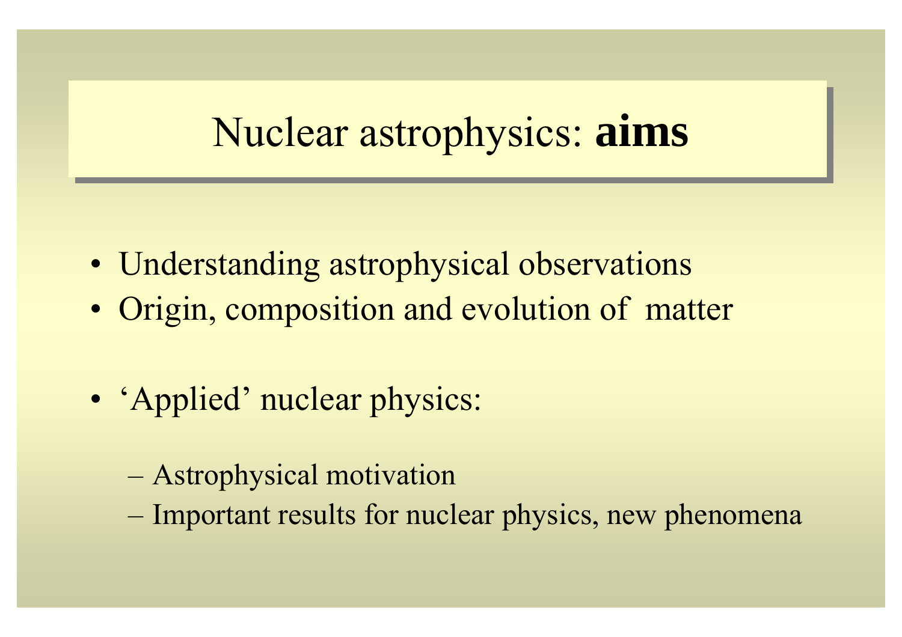# Nuclear astrophysics: **aims**

- Understanding astrophysical observations
- Origin, composition and evolution of matter

- 'Applied' nuclear physics:
  - Astrophysical motivation
  - Important results for nuclear physics, new phenomena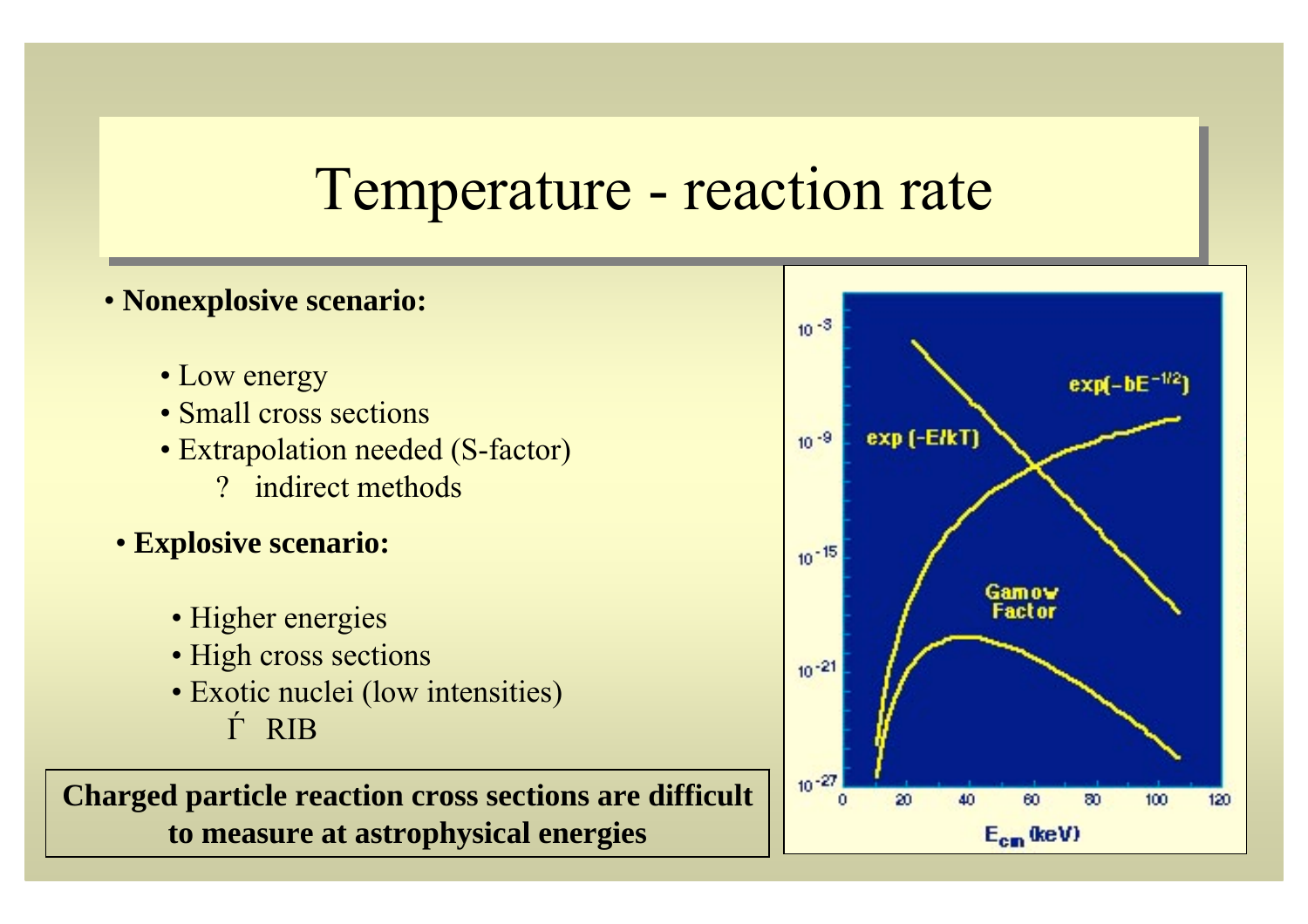# Temperature - reaction rate

- **Nonexplosive scenario:**
  - Low energy
  - Small cross sections
  - Extrapolation needed (S-factor)
    - ? indirect methods
- **Explosive scenario:**
  - Higher energies
  - High cross sections
  - Exotic nuclei (low intensities)
    - Γ́ RIB

**Charged particle reaction cross sections are difficult to measure at astrophysical energies**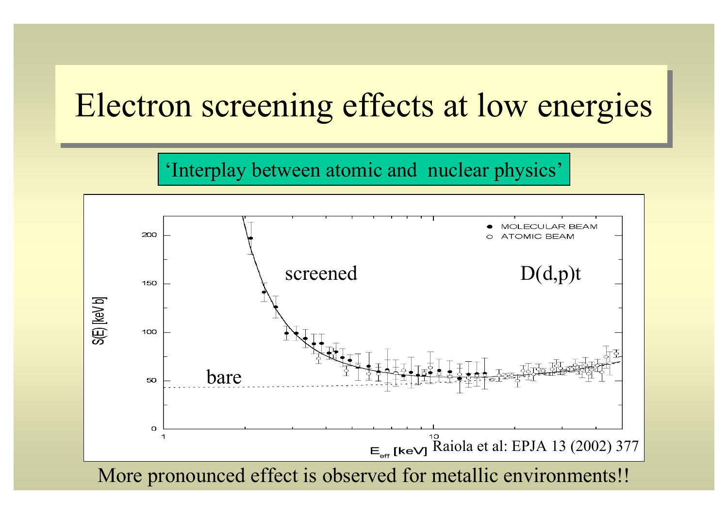# Electron screening effects at low energies

'Interplay between atomic and nuclear physics'

screened

D(d,p)t

bare

Raiola et al: EPJA 13 (2002) 377

More pronounced effect is observed for metallic environments!!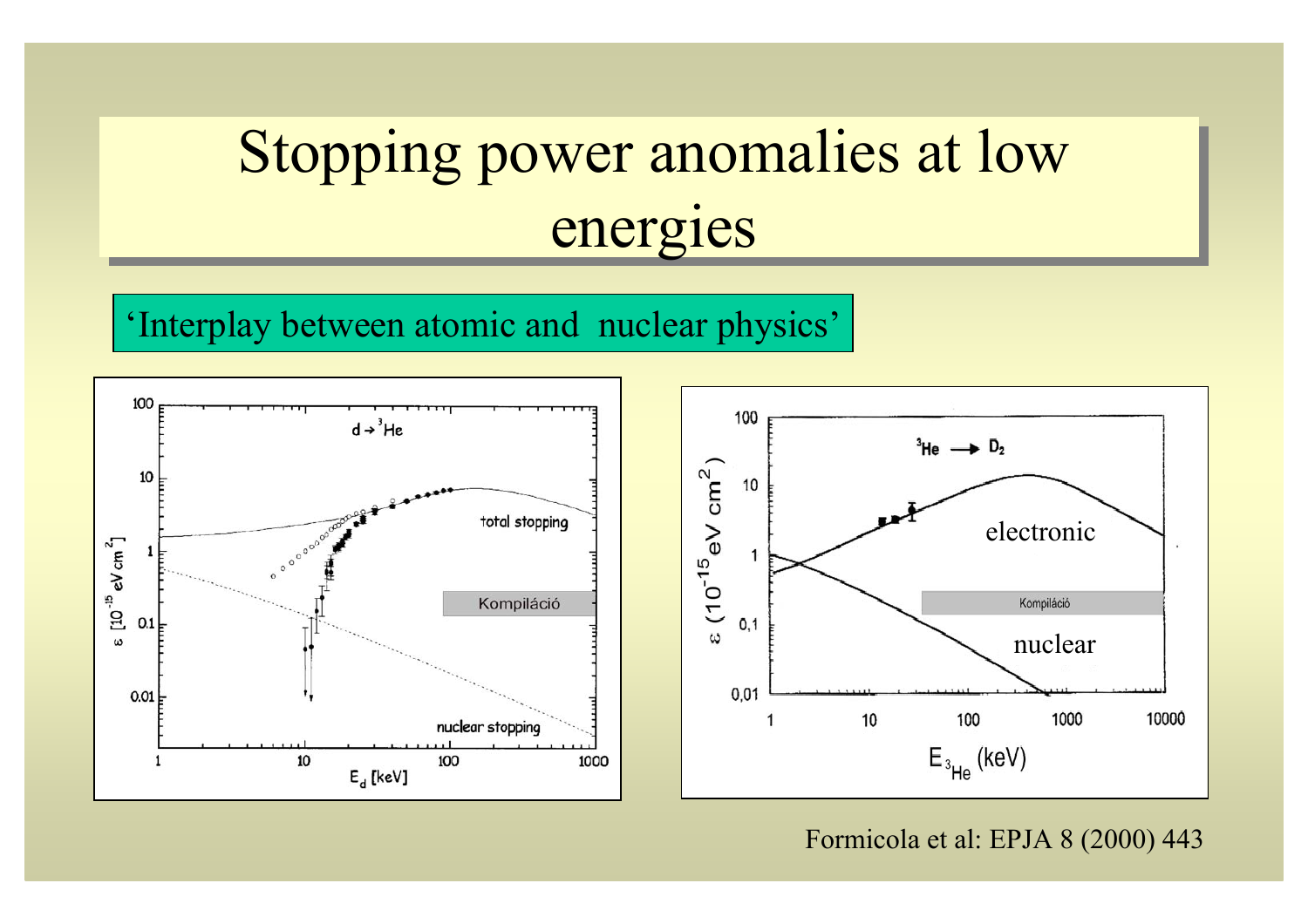# Stopping power anomalies at low energies

'Interplay between atomic and nuclear physics'

Formicola et al: EPJA 8 (2000) 443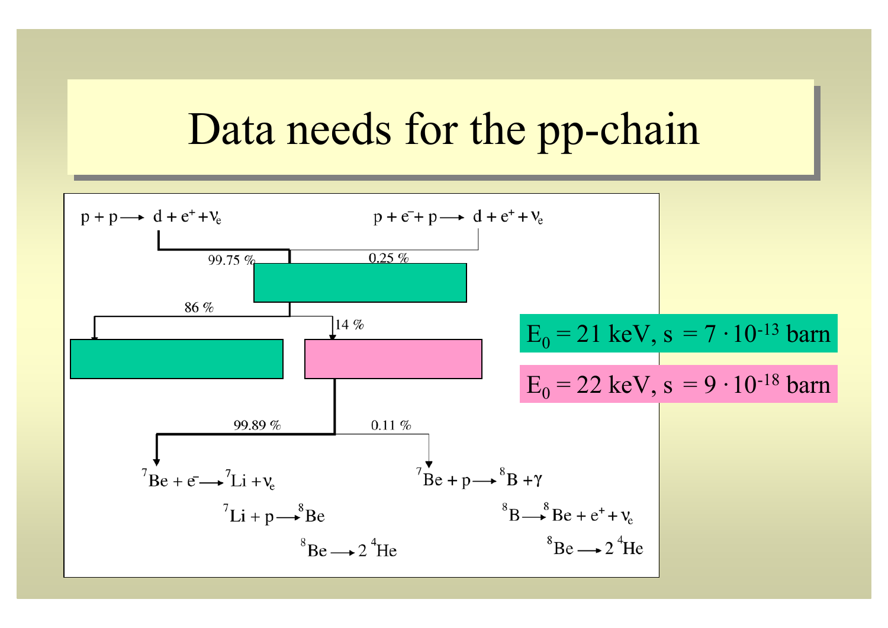# Data needs for the pp-chain

$p + p \longrightarrow d + e^+ + \nu_e$

$p + e^- + p \longrightarrow d + e^+ + \nu_e$

99.75 %

0.25 %

86 %

14 %

99.89 %

0.11 %

$^7Be + e^- \longrightarrow {}^7Li + \nu_e$

$^7Li + p \longrightarrow {}^8Be$

$^8Be \longrightarrow 2\,{}^4He$

$^7Be + p \longrightarrow {}^8B + \gamma$

$^8B \longrightarrow {}^8Be + e^+ + \nu_e$

$^8Be \longrightarrow 2\,{}^4He$

$E_0 = 21$ keV, $s = 7 \cdot 10^{-13}$ barn

$E_0 = 22$ keV, $s = 9 \cdot 10^{-18}$ barn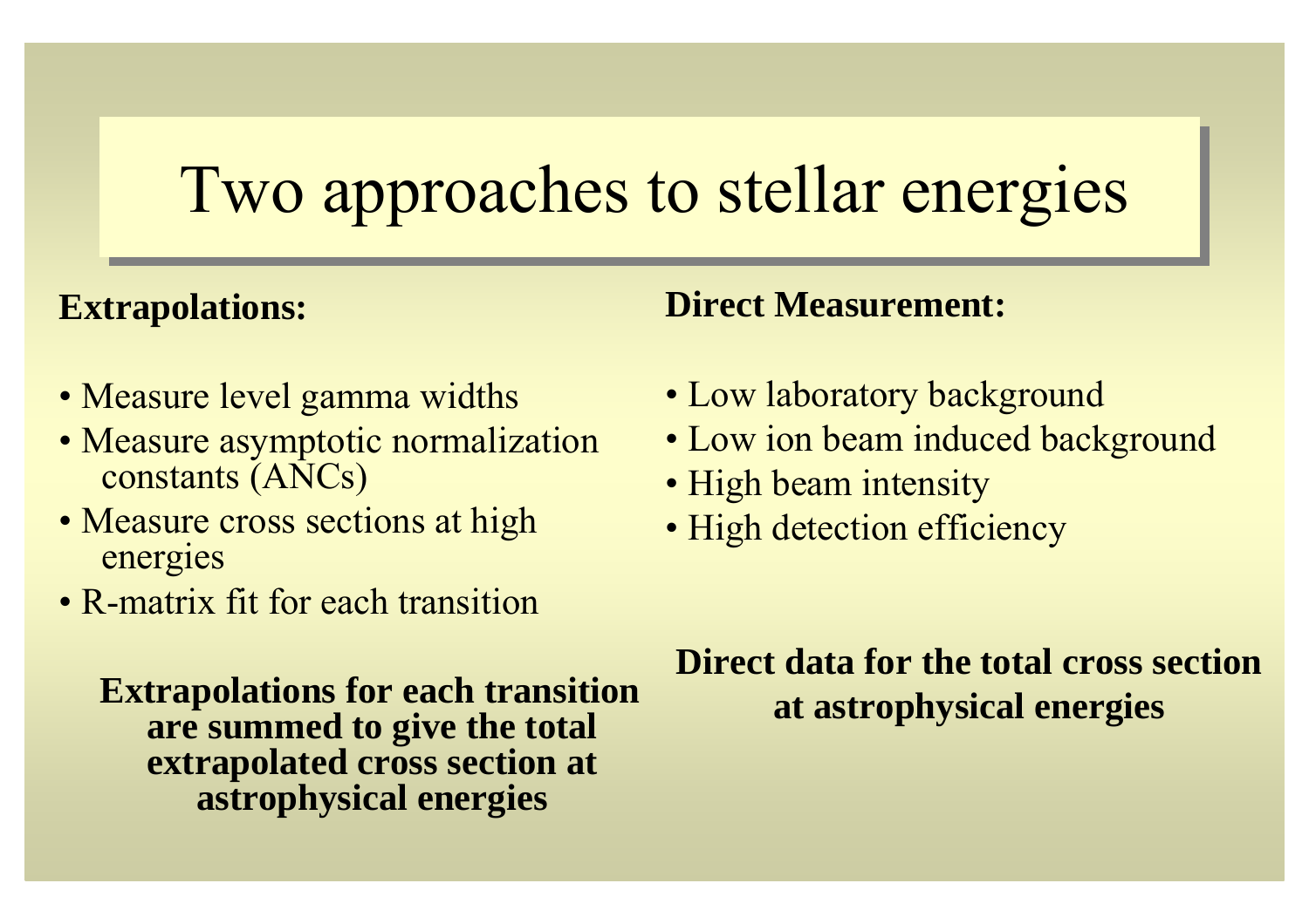# Two approaches to stellar energies

**Extrapolations:**

- Measure level gamma widths
- Measure asymptotic normalization constants (ANCs)
- Measure cross sections at high energies
- R-matrix fit for each transition

**Extrapolations for each transition are summed to give the total extrapolated cross section at astrophysical energies**

**Direct Measurement:**

- Low laboratory background
- Low ion beam induced background
- High beam intensity
- High detection efficiency

**Direct data for the total cross section at astrophysical energies**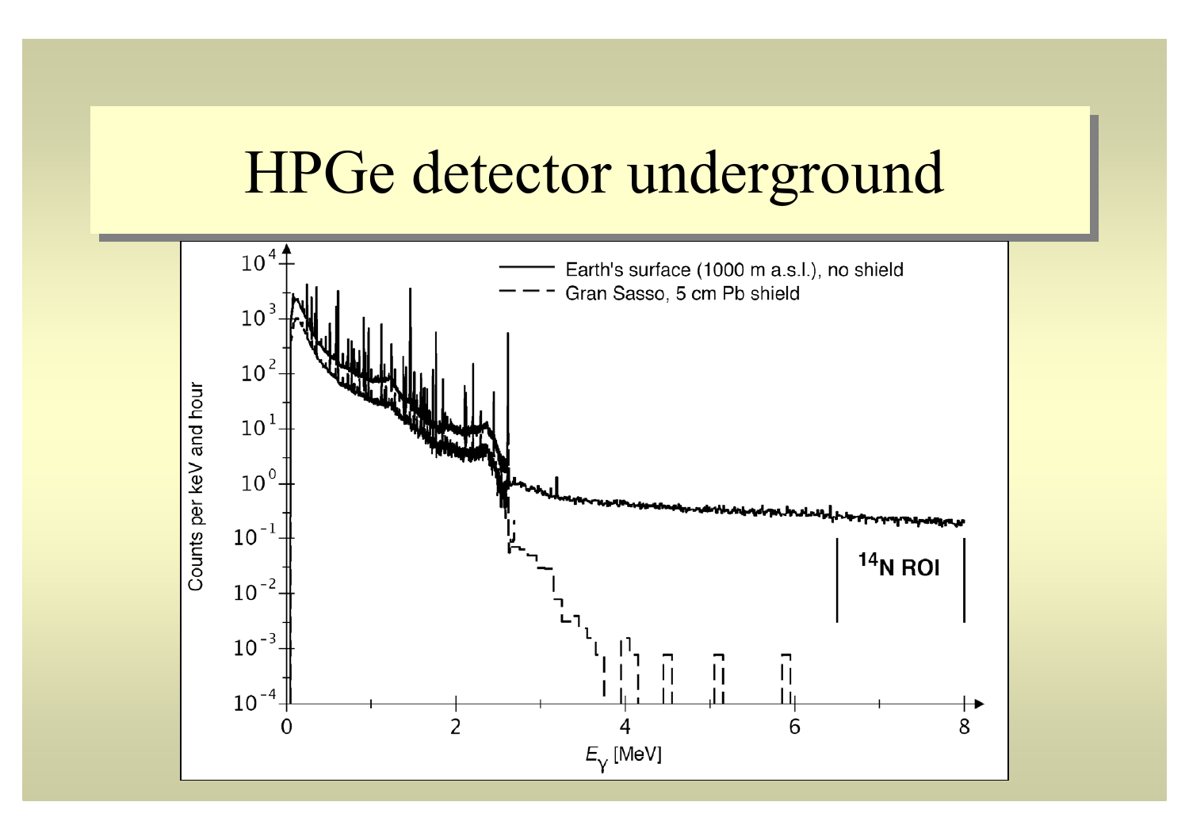# HPGe detector underground

Earth's surface (1000 m a.s.l.), no shield

Gran Sasso, 5 cm Pb shield

Counts per keV and hour

$E_{\gamma}$ [MeV]

$^{14}$N ROI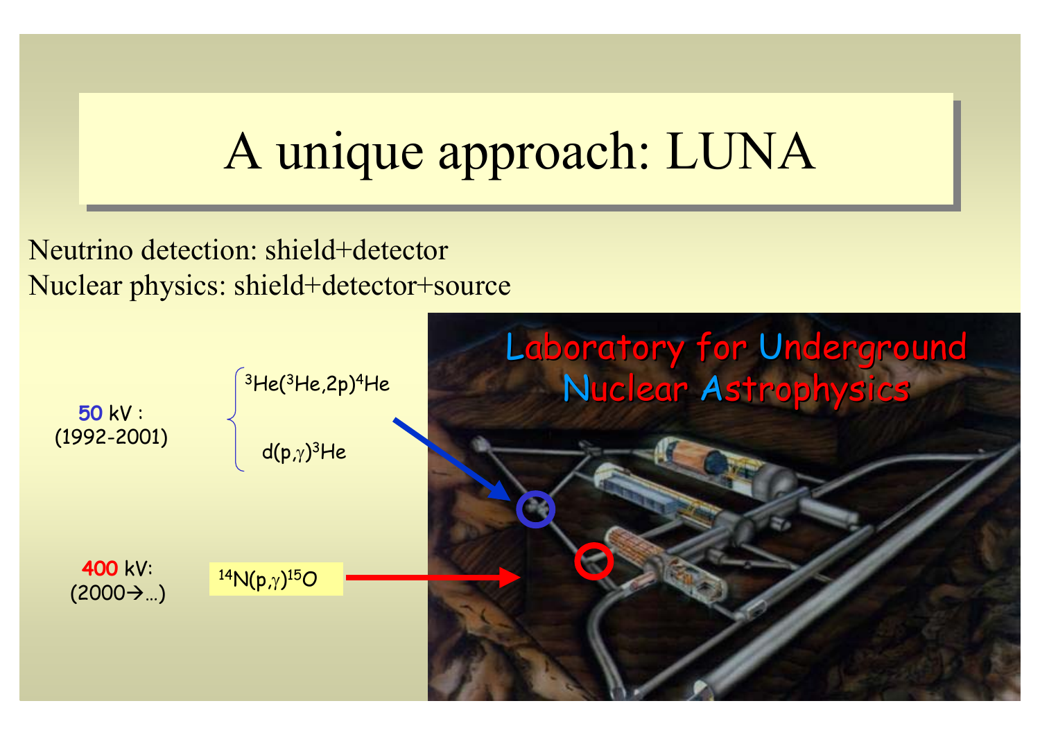# A unique approach: LUNA

Neutrino detection: shield+detector
Nuclear physics: shield+detector+source

**50** kV : (1992-2001)

- $^{3}He(^{3}He,2p)^{4}He$
- $d(p,\gamma)^{3}He$

**400** kV: (2000→...)

- $^{14}N(p,\gamma)^{15}O$

Laboratory for Underground Nuclear Astrophysics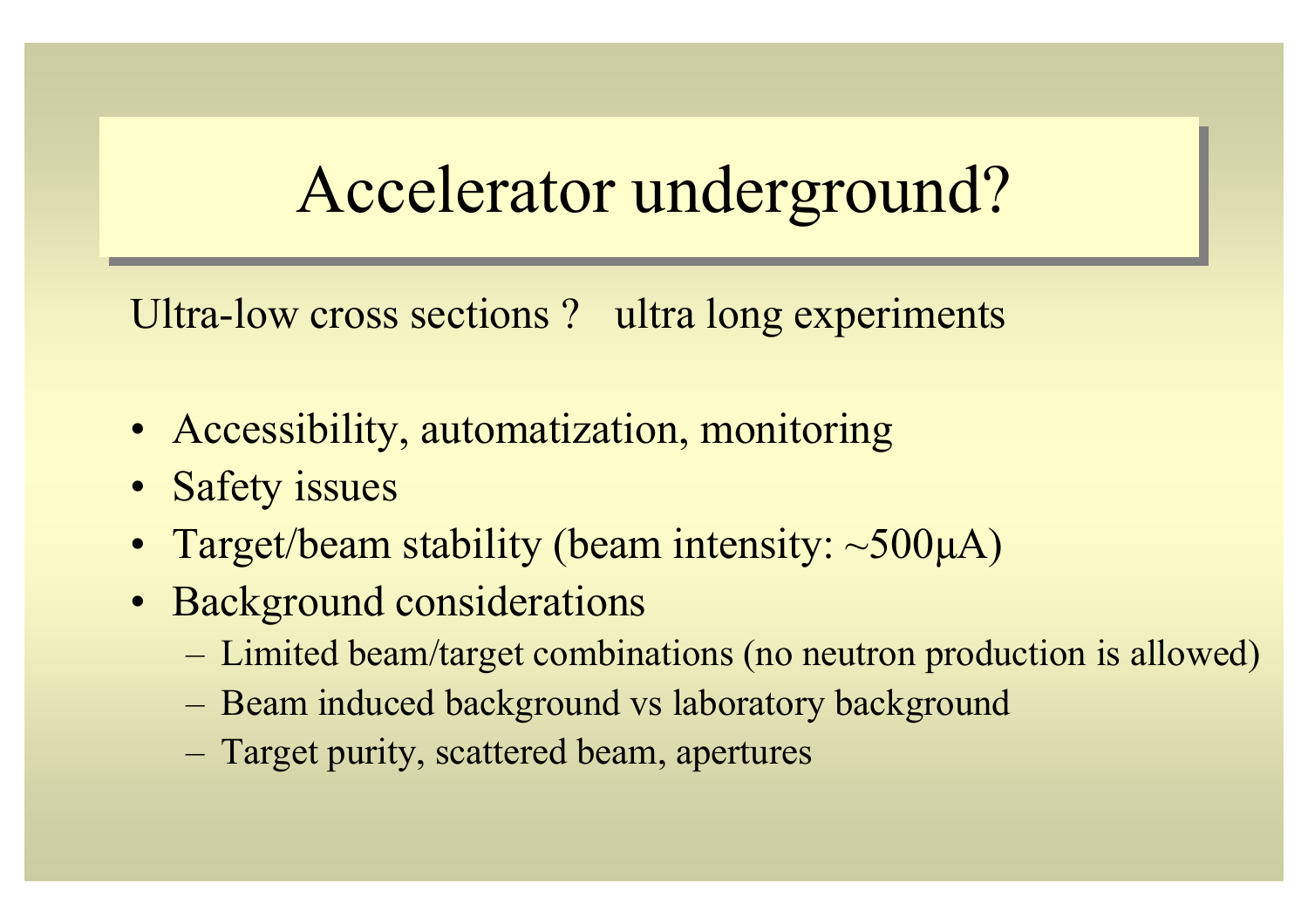# Accelerator underground?

Ultra-low cross sections ? ultra long experiments

- Accessibility, automatization, monitoring
- Safety issues
- Target/beam stability (beam intensity: ~500μA)
- Background considerations
  - Limited beam/target combinations (no neutron production is allowed)
  - Beam induced background vs laboratory background
  - Target purity, scattered beam, apertures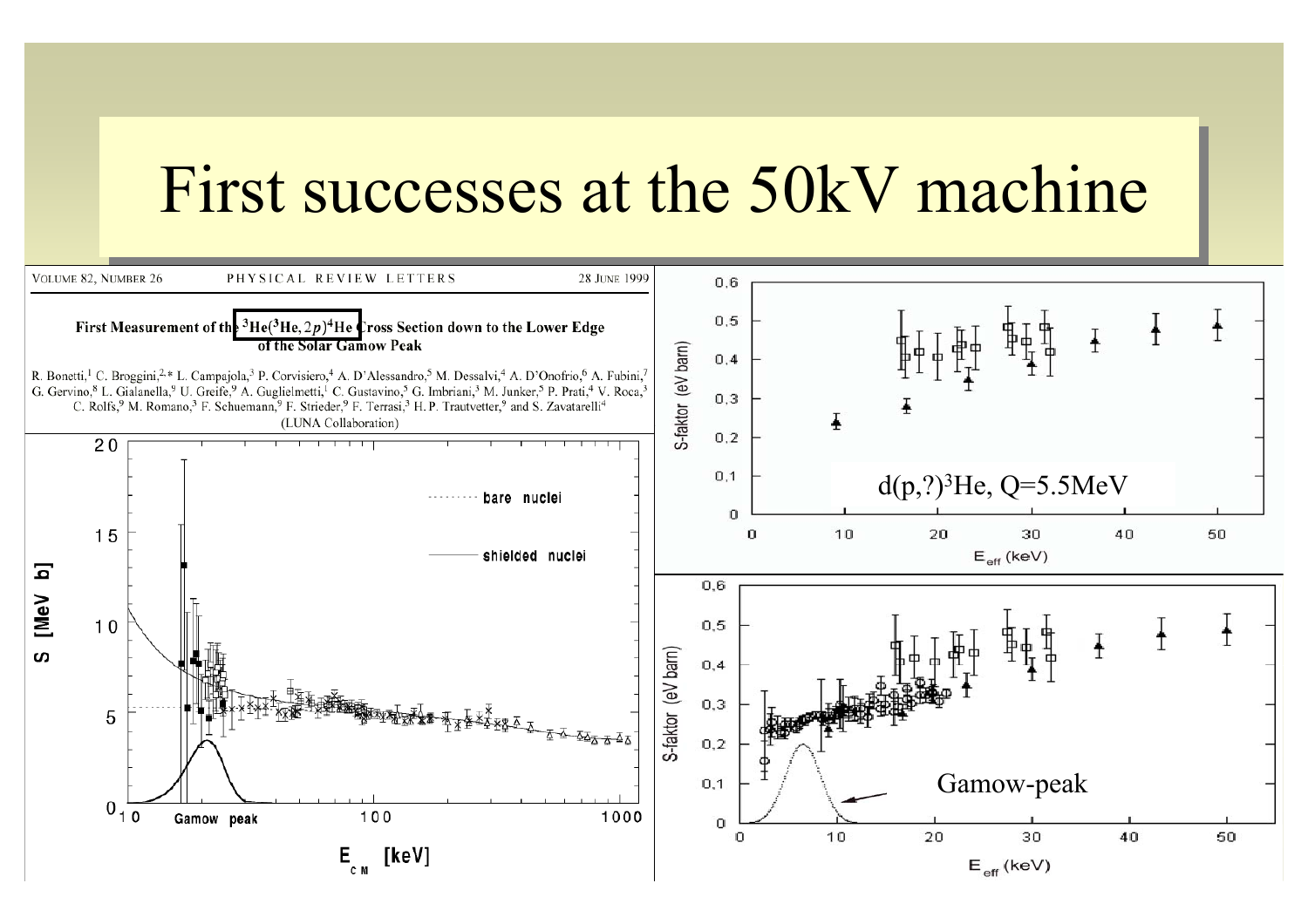# First successes at the 50kV machine

VOLUME 82, NUMBER 26 — PHYSICAL REVIEW LETTERS — 28 JUNE 1999

**First Measurement of the $^3He(^3He, 2p)^4He$ Cross Section down to the Lower Edge of the Solar Gamow Peak**

R. Bonetti,[1] C. Broggini,[2,*] L. Campajola,[3] P. Corvisiero,[4] A. D'Alessandro,[5] M. Dessalvi,[4] A. D'Onofrio,[6] A. Fubini,[7] G. Gervino,[8] L. Gialanella,[9] U. Greife,[9] A. Guglielmetti,[1] C. Gustavino,[5] G. Imbriani,[3] M. Junker,[5] P. Prati,[4] V. Roca,[3] C. Rolfs,[9] M. Romano,[3] F. Schuemann,[9] F. Strieder,[9] F. Terrasi,[3] H. P. Trautvetter,[9] and S. Zavatarelli[4]

(LUNA Collaboration)

$d(p,?)^3He$, Q=5.5MeV

Gamow-peak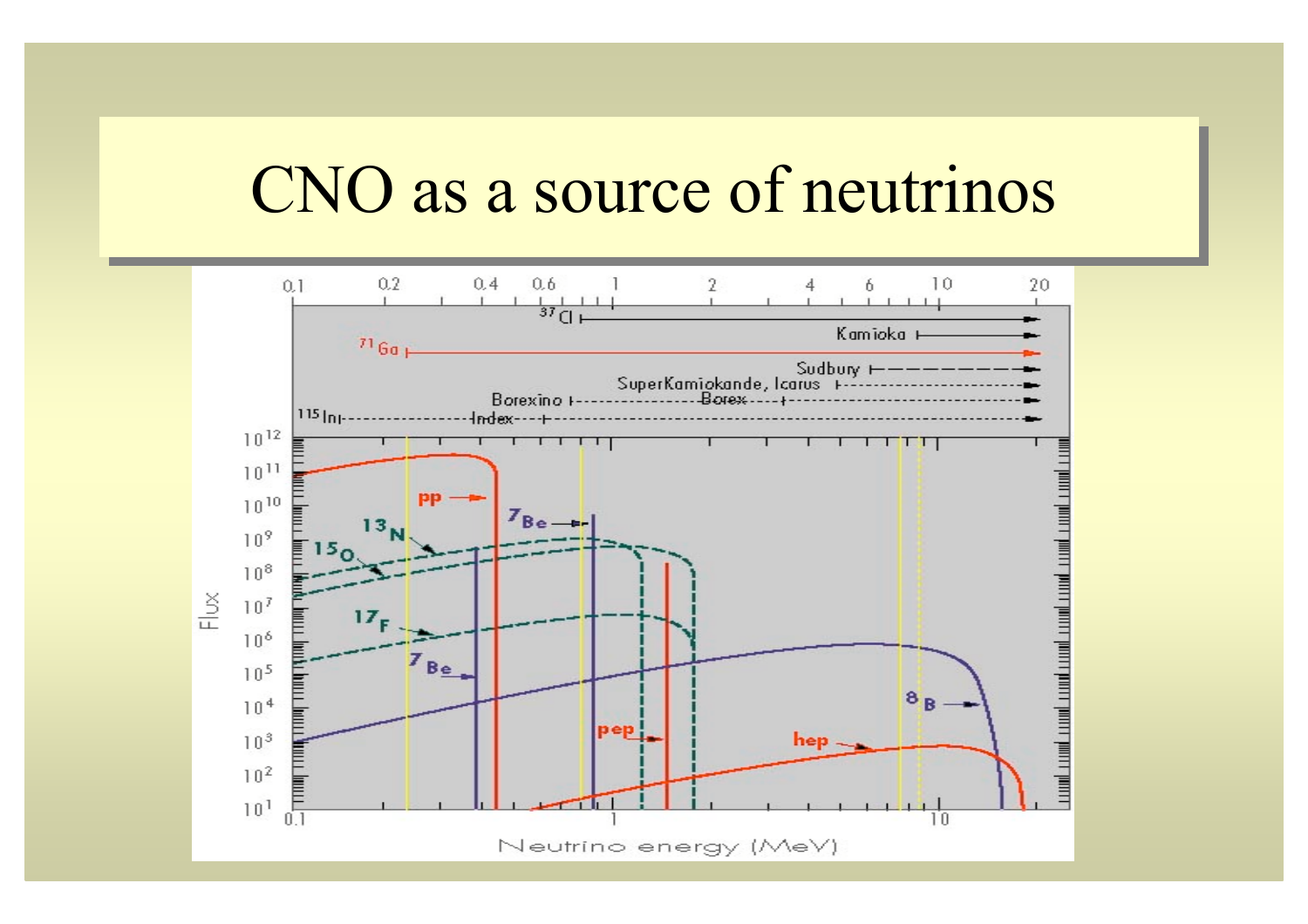# CNO as a source of neutrinos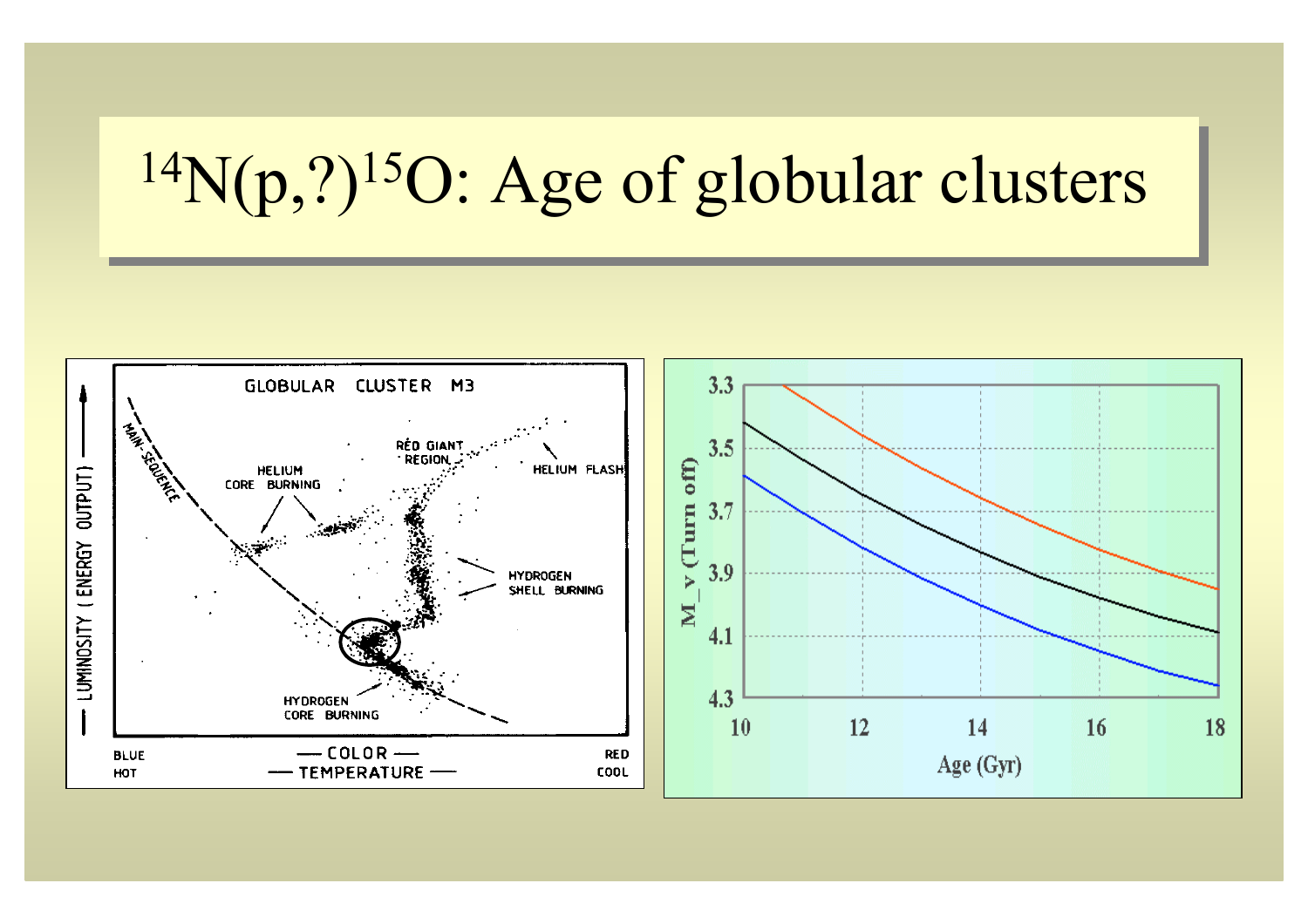# $^{14}N(p,?)^{15}O$: Age of globular clusters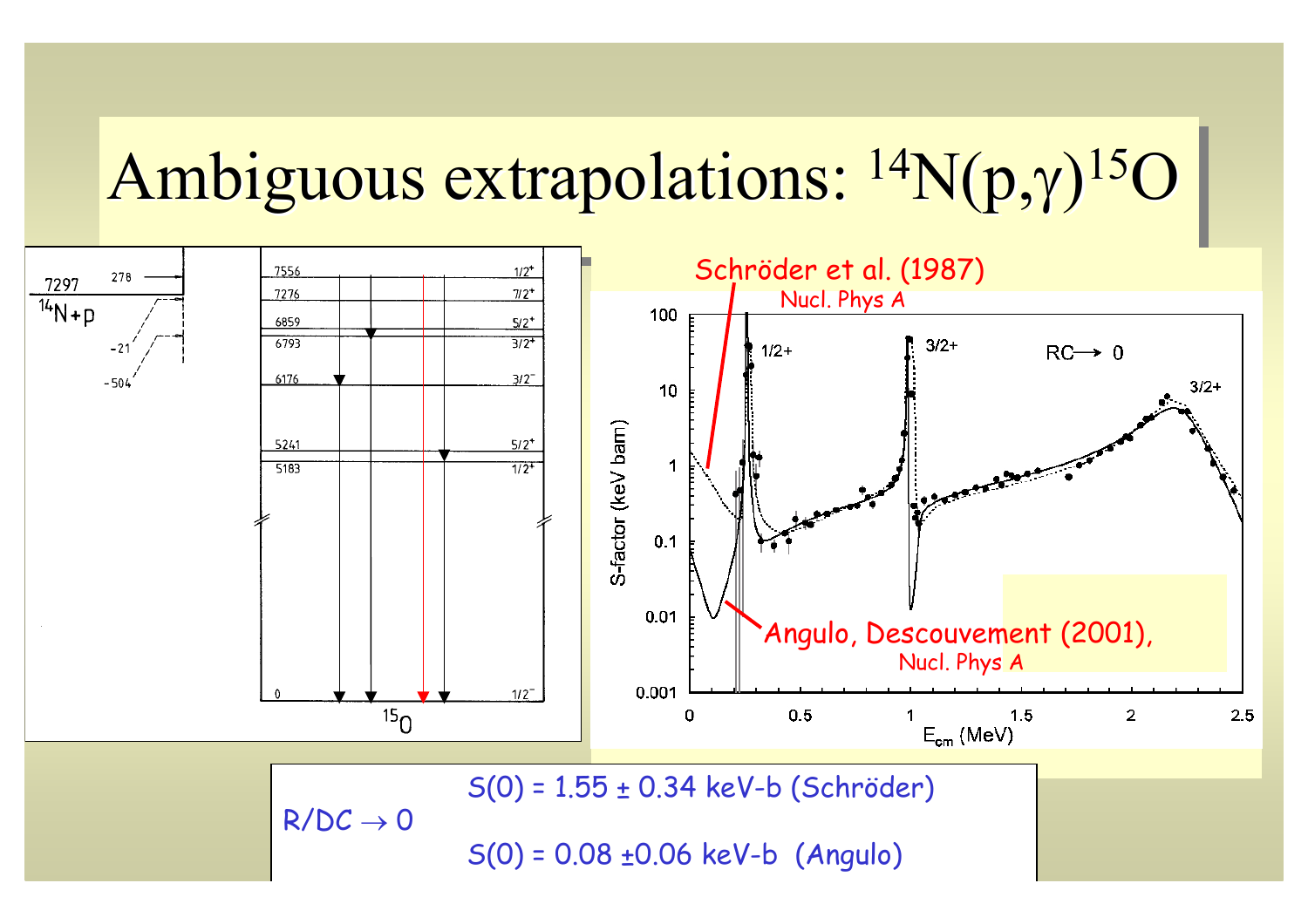# Ambiguous extrapolations: $^{14}N(p,\gamma)^{15}O$

Schröder et al. (1987)
Nucl. Phys A

Angulo, Descouvement (2001),
Nucl. Phys A

R/DC → 0

S(0) = 1.55 ± 0.34 keV-b (Schröder)

S(0) = 0.08 ±0.06 keV-b (Angulo)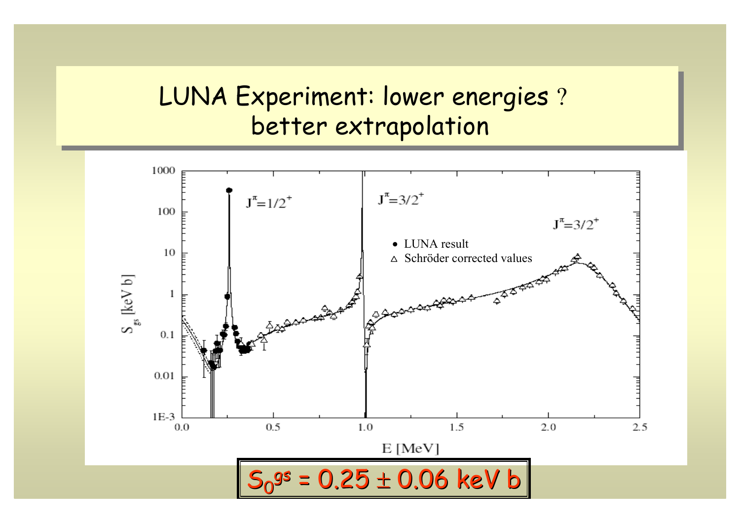# LUNA Experiment: lower energies ? better extrapolation

$S_0^{gs} = 0.25 \pm 0.06$ keV b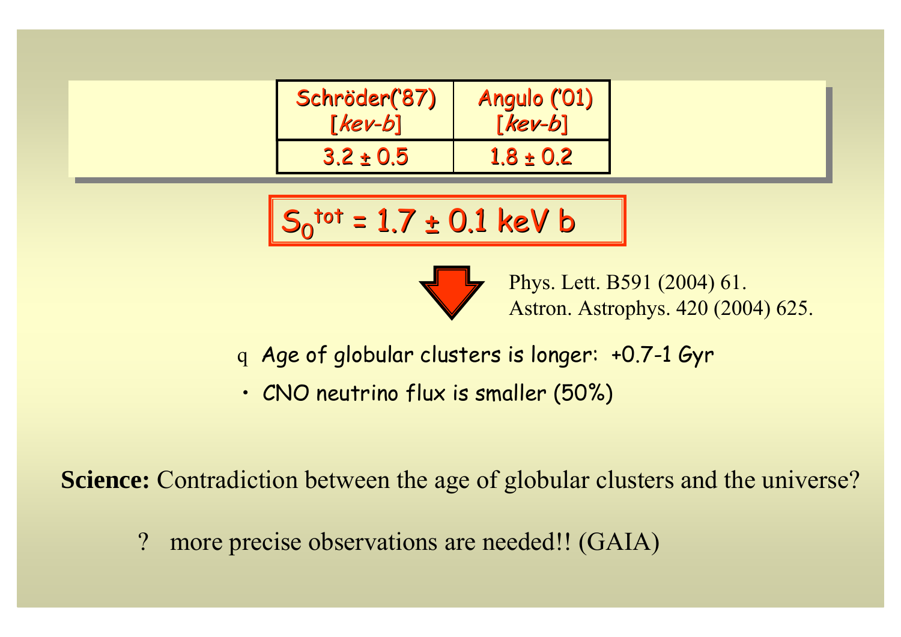| Schröder('87) [*kev-b*] | Angulo ('01) [*kev-b*] |
|---|---|
| 3.2 ± 0.5 | 1.8 ± 0.2 |

$S_0^{tot} = 1.7 \pm 0.1$ keV b

Phys. Lett. B591 (2004) 61.
Astron. Astrophys. 420 (2004) 625.

- Age of globular clusters is longer: +0.7-1 Gyr
- CNO neutrino flux is smaller (50%)

**Science:** Contradiction between the age of globular clusters and the universe?

? more precise observations are needed!! (GAIA)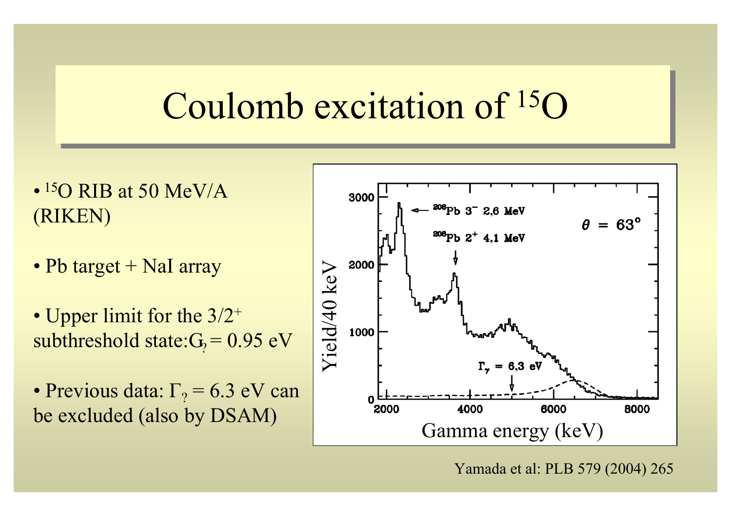# Coulomb excitation of $^{15}O$

- $^{15}O$ RIB at 50 MeV/A (RIKEN)
- Pb target + NaI array
- Upper limit for the $3/2^+$ subthreshold state: $\Gamma_\gamma = 0.95$ eV
- Previous data: $\Gamma_\gamma = 6.3$ eV can be excluded (also by DSAM)

Yamada et al: PLB 579 (2004) 265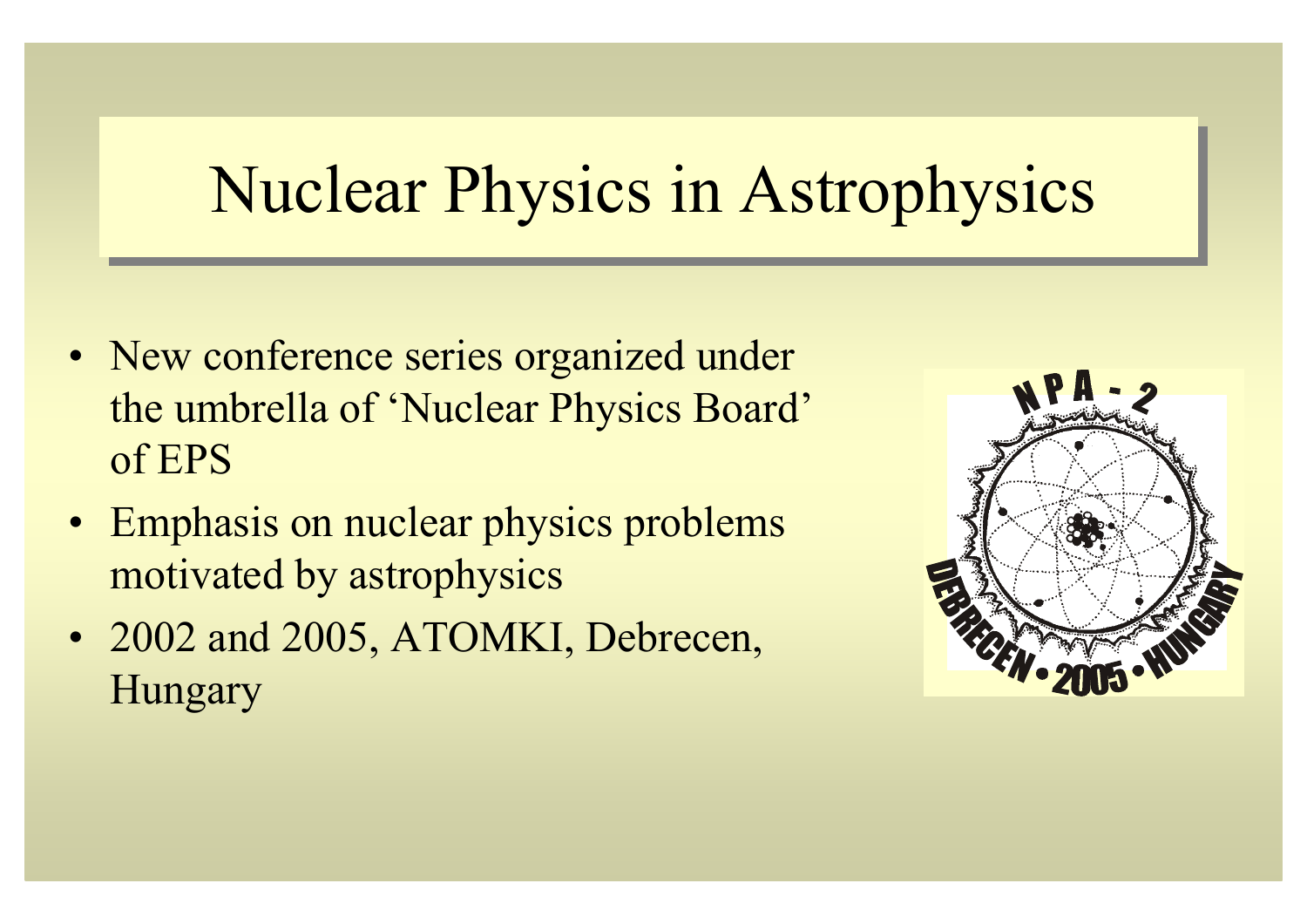# Nuclear Physics in Astrophysics

- New conference series organized under the umbrella of 'Nuclear Physics Board' of EPS
- Emphasis on nuclear physics problems motivated by astrophysics
- 2002 and 2005, ATOMKI, Debrecen, Hungary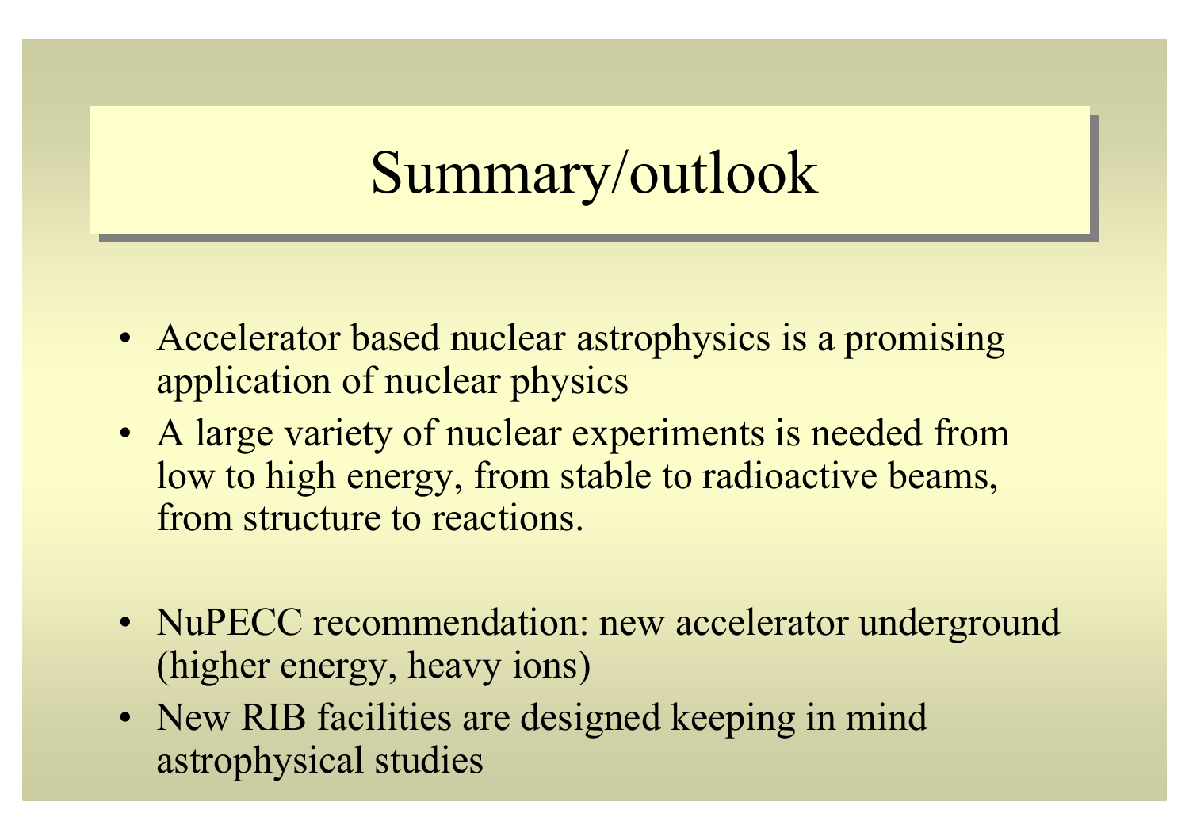# Summary/outlook

- Accelerator based nuclear astrophysics is a promising application of nuclear physics
- A large variety of nuclear experiments is needed from low to high energy, from stable to radioactive beams, from structure to reactions.

- NuPECC recommendation: new accelerator underground (higher energy, heavy ions)
- New RIB facilities are designed keeping in mind astrophysical studies